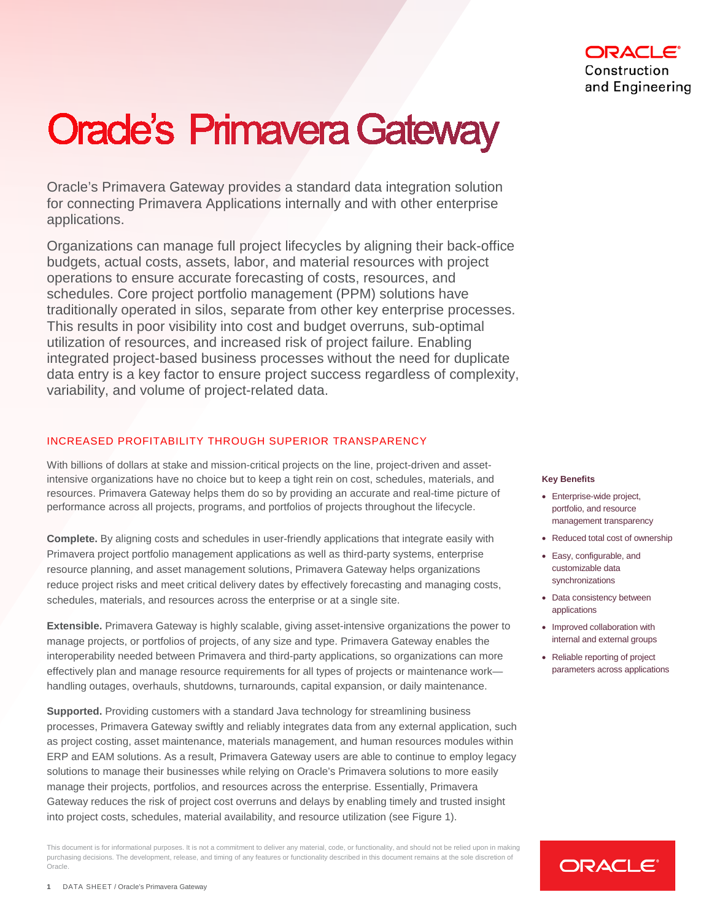Oracle Construction and Engineering

# Oracle's Primavera Gateway

Oracle's Primavera Gateway provides a standard data integration solution for connecting Primavera Applications internally and with other enterprise applications.

Organizations can manage full project lifecycles by aligning their back-office budgets, actual costs, assets, labor, and material resources with project operations to ensure accurate forecasting of costs, resources, and schedules. Core project portfolio management (PPM) solutions have traditionally operated in silos, separate from other key enterprise processes. This results in poor visibility into cost and budget overruns, sub-optimal utilization of resources, and increased risk of project failure. Enabling integrated project-based business processes without the need for duplicate data entry is a key factor to ensure project success regardless of complexity, variability, and volume of project-related data.

## INCREASED PROFITABILITY THROUGH SUPERIOR TRANSPARENCY

With billions of dollars at stake and mission-critical projects on the line, project-driven and asset-intensive organizations have no choice but to keep a tight rein on cost, schedules, materials, and resources. Primavera Gateway helps them do so by providing an accurate and real-time picture of performance across all projects, programs, and portfolios of projects throughout the lifecycle.

**Complete.** By aligning costs and schedules in user-friendly applications that integrate easily with Primavera project portfolio management applications as well as third-party systems, enterprise resource planning, and asset management solutions, Primavera Gateway helps organizations reduce project risks and meet critical delivery dates by effectively forecasting and managing costs, schedules, materials, and resources across the enterprise or at a single site.

**Extensible.** Primavera Gateway is highly scalable, giving asset-intensive organizations the power to manage projects, or portfolios of projects, of any size and type. Primavera Gateway enables the interoperability needed between Primavera and third-party applications, so organizations can more effectively plan and manage resource requirements for all types of projects or maintenance work—handling outages, overhauls, shutdowns, turnarounds, capital expansion, or daily maintenance.

**Supported.** Providing customers with a standard Java technology for streamlining business processes, Primavera Gateway swiftly and reliably integrates data from any external application, such as project costing, asset maintenance, materials management, and human resources modules within ERP and EAM solutions. As a result, Primavera Gateway users are able to continue to employ legacy solutions to manage their businesses while relying on Oracle's Primavera solutions to more easily manage their projects, portfolios, and resources across the enterprise. Essentially, Primavera Gateway reduces the risk of project cost overruns and delays by enabling timely and trusted insight into project costs, schedules, material availability, and resource utilization (see Figure 1).

**Key Benefits**

- Enterprise-wide project, portfolio, and resource management transparency
- Reduced total cost of ownership
- Easy, configurable, and customizable data synchronizations
- Data consistency between applications
- Improved collaboration with internal and external groups
- Reliable reporting of project parameters across applications

This document is for informational purposes. It is not a commitment to deliver any material, code, or functionality, and should not be relied upon in making purchasing decisions. The development, release, and timing of any features or functionality described in this document remains at the sole discretion of Oracle.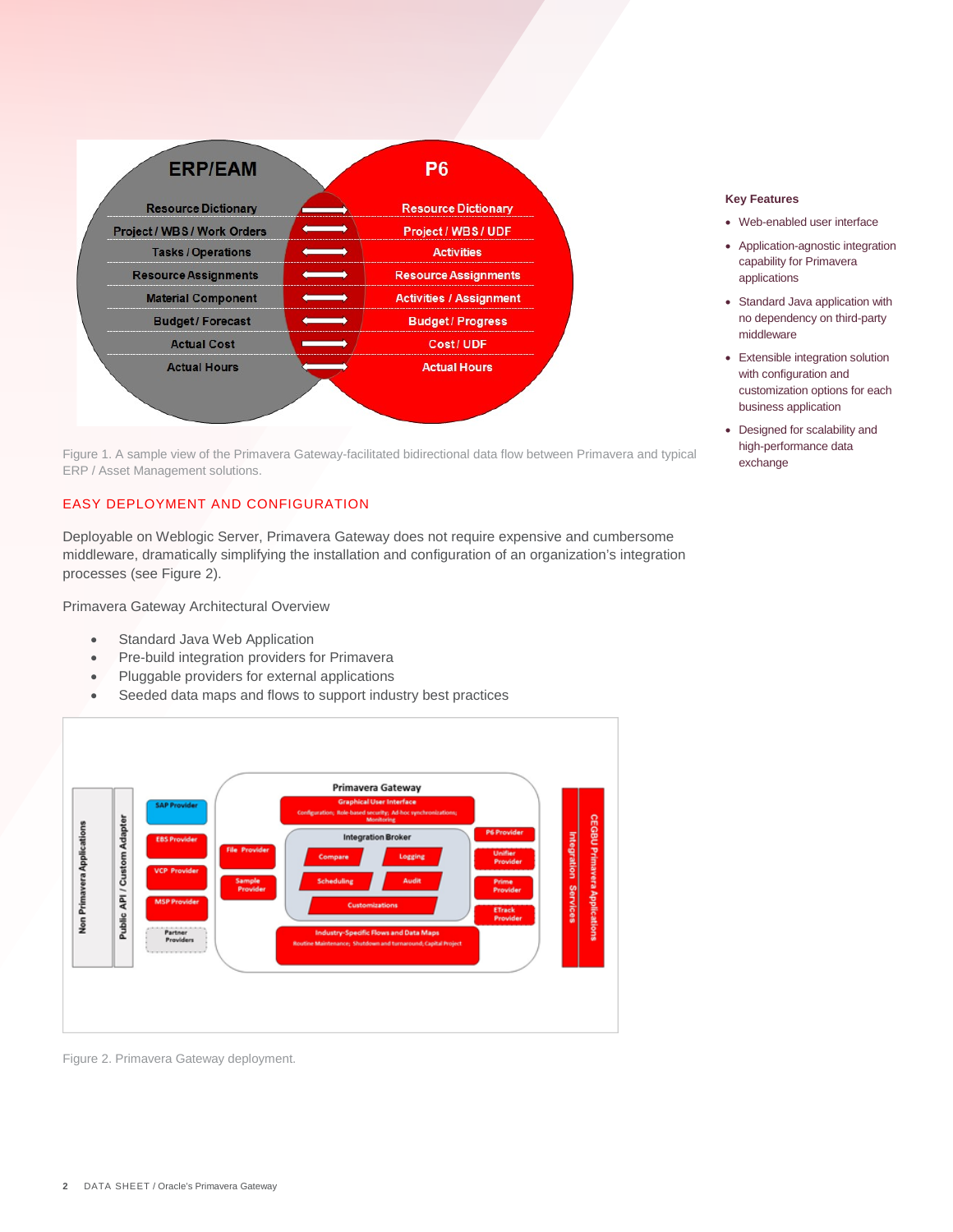Figure 1. A sample view of the Primavera Gateway-facilitated bidirectional data flow between Primavera and typical ERP / Asset Management solutions.

## EASY DEPLOYMENT AND CONFIGURATION

Deployable on Weblogic Server, Primavera Gateway does not require expensive and cumbersome middleware, dramatically simplifying the installation and configuration of an organization's integration processes (see Figure 2).

Primavera Gateway Architectural Overview

- Standard Java Web Application
- Pre-build integration providers for Primavera
- Pluggable providers for external applications
- Seeded data maps and flows to support industry best practices

Figure 2. Primavera Gateway deployment.

### Key Features

- Web-enabled user interface
- Application-agnostic integration capability for Primavera applications
- Standard Java application with no dependency on third-party middleware
- Extensible integration solution with configuration and customization options for each business application
- Designed for scalability and high-performance data exchange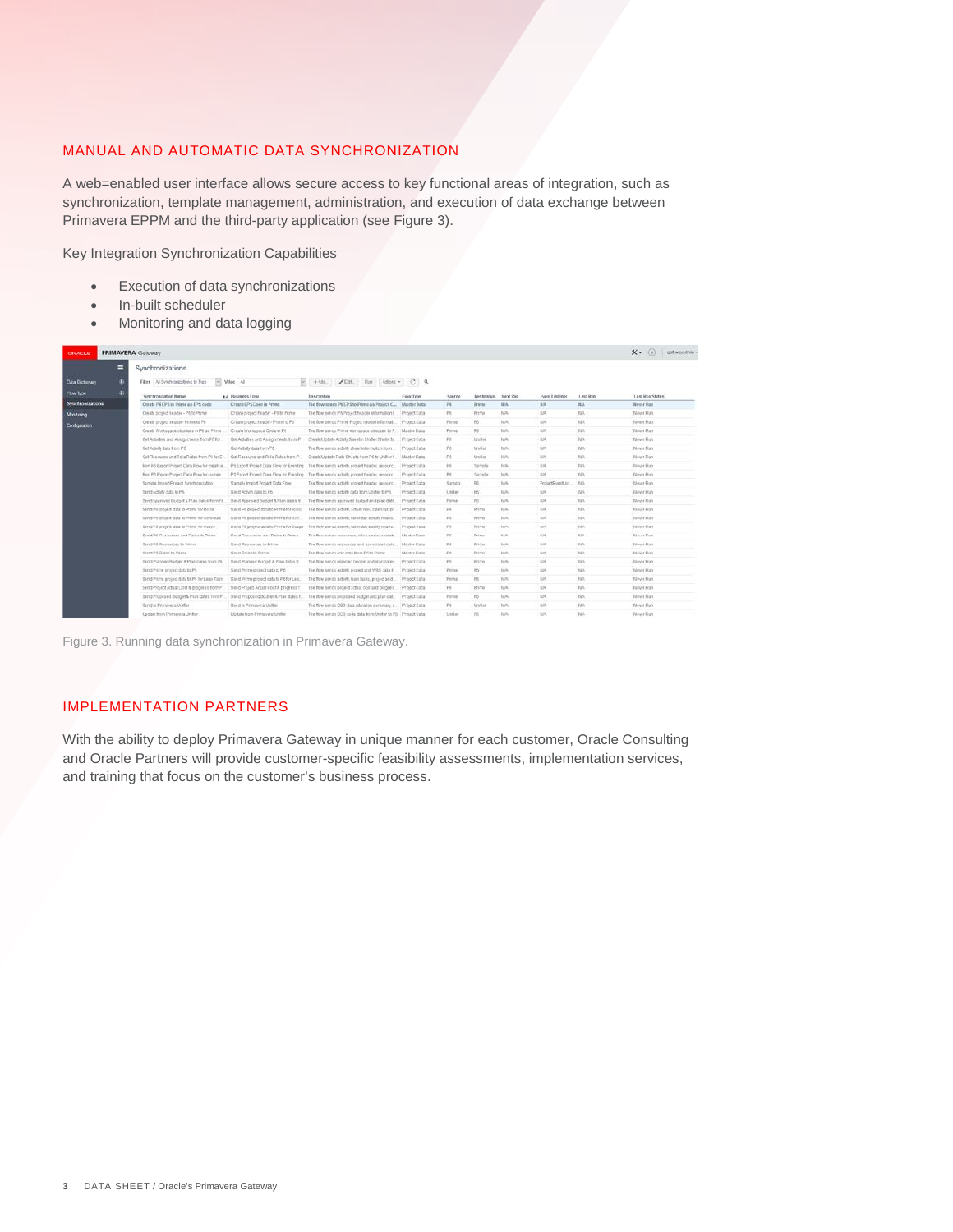## MANUAL AND AUTOMATIC DATA SYNCHRONIZATION

A web=enabled user interface allows secure access to key functional areas of integration, such as synchronization, template management, administration, and execution of data exchange between Primavera EPPM and the third-party application (see Figure 3).

Key Integration Synchronization Capabilities

- Execution of data synchronizations
- In-built scheduler
- Monitoring and data logging

Figure 3. Running data synchronization in Primavera Gateway.

## IMPLEMENTATION PARTNERS

With the ability to deploy Primavera Gateway in unique manner for each customer, Oracle Consulting and Oracle Partners will provide customer-specific feasibility assessments, implementation services, and training that focus on the customer's business process.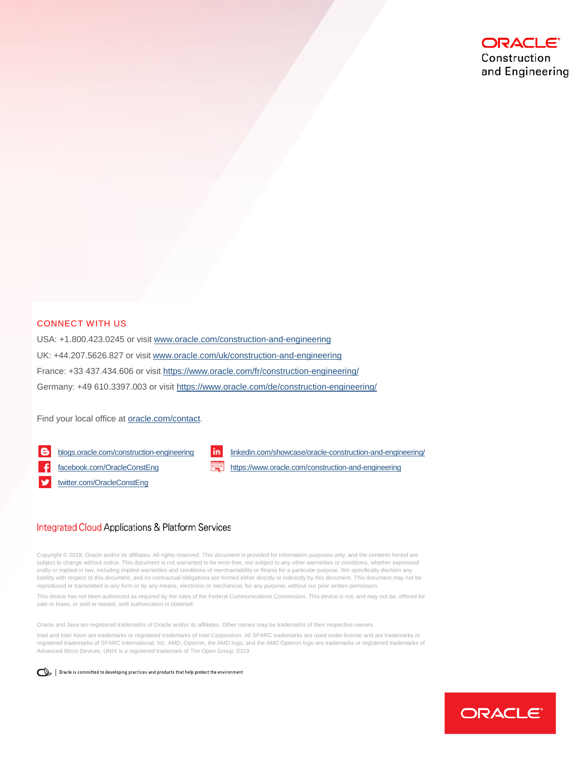Oracle Construction and Engineering

## CONNECT WITH US

USA: +1.800.423.0245 or visit www.oracle.com/construction-and-engineering

UK: +44.207.5626.827 or visit www.oracle.com/uk/construction-and-engineering

France: +33 437.434.606 or visit https://www.oracle.com/fr/construction-engineering/

Germany: +49 610.3397.003 or visit https://www.oracle.com/de/construction-engineering/

Find your local office at oracle.com/contact.

- blogs.oracle.com/construction-engineering
- facebook.com/OracleConstEng
- twitter.com/OracleConstEng
- linkedin.com/showcase/oracle-construction-and-engineering/
- https://www.oracle.com/construction-and-engineering

Integrated Cloud Applications & Platform Services

Copyright © 2019, Oracle and/or its affiliates. All rights reserved. This document is provided for information purposes only, and the contents hereof are subject to change without notice. This document is not warranted to be error-free, nor subject to any other warranties or conditions, whether expressed orally or implied in law, including implied warranties and conditions of merchantability or fitness for a particular purpose. We specifically disclaim any liability with respect to this document, and no contractual obligations are formed either directly or indirectly by this document. This document may not be reproduced or transmitted in any form or by any means, electronic or mechanical, for any purpose, without our prior written permission.

This device has not been authorized as required by the rules of the Federal Communications Commission. This device is not, and may not be, offered for sale or lease, or sold or leased, until authorization is obtained.

Oracle and Java are registered trademarks of Oracle and/or its affiliates. Other names may be trademarks of their respective owners.

Intel and Intel Xeon are trademarks or registered trademarks of Intel Corporation. All SPARC trademarks are used under license and are trademarks or registered trademarks of SPARC International, Inc. AMD, Opteron, the AMD logo, and the AMD Opteron logo are trademarks or registered trademarks of Advanced Micro Devices. UNIX is a registered trademark of The Open Group. 0319

Oracle is committed to developing practices and products that help protect the environment

ORACLE